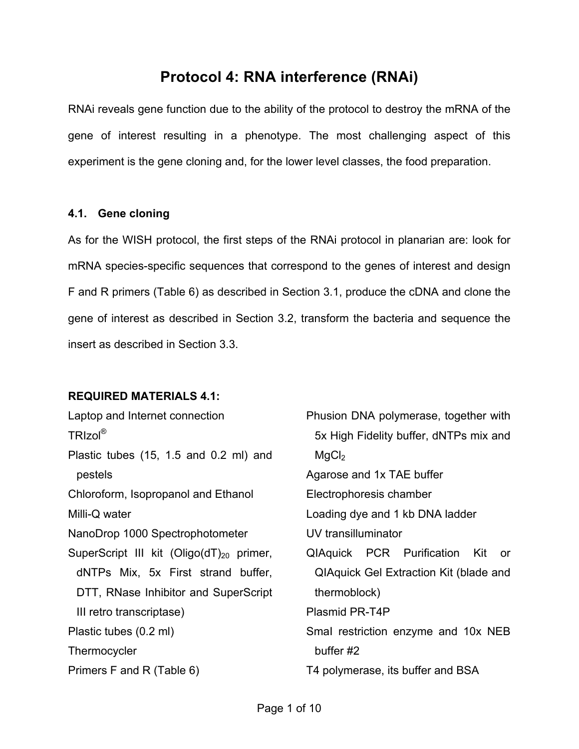# Protocol 4: RNA interference (RNAi)

RNAi reveals gene function due to the ability of the protocol to destroy the mRNA of the gene of interest resulting in a phenotype. The most challenging aspect of this experiment is the gene cloning and, for the lower level classes, the food preparation.

### 4.1. Gene cloning

As for the WISH protocol, the first steps of the RNAi protocol in planarian are: look for mRNA species-specific sequences that correspond to the genes of interest and design F and R primers (Table 6) as described in Section 3.1, produce the cDNA and clone the gene of interest as described in Section 3.2, transform the bacteria and sequence the insert as described in Section 3.3.

**REQUIRED MATERIALS 4.1:**

- Laptop and Internet connection
- TRIzol®
- Plastic tubes (15, 1.5 and 0.2 ml) and pestels
- Chloroform, Isopropanol and Ethanol
- Milli-Q water
- NanoDrop 1000 Spectrophotometer
- SuperScript III kit (Oligo(dT)$_{20}$ primer, dNTPs Mix, 5x First strand buffer, DTT, RNase Inhibitor and SuperScript III retro transcriptase)
- Plastic tubes (0.2 ml)
- Thermocycler
- Primers F and R (Table 6)
- Phusion DNA polymerase, together with 5x High Fidelity buffer, dNTPs mix and $MgCl_2$
- Agarose and 1x TAE buffer
- Electrophoresis chamber
- Loading dye and 1 kb DNA ladder
- UV transilluminator
- QIAquick PCR Purification Kit or QIAquick Gel Extraction Kit (blade and thermoblock)
- Plasmid PR-T4P
- SmaI restriction enzyme and 10x NEB buffer #2
- T4 polymerase, its buffer and BSA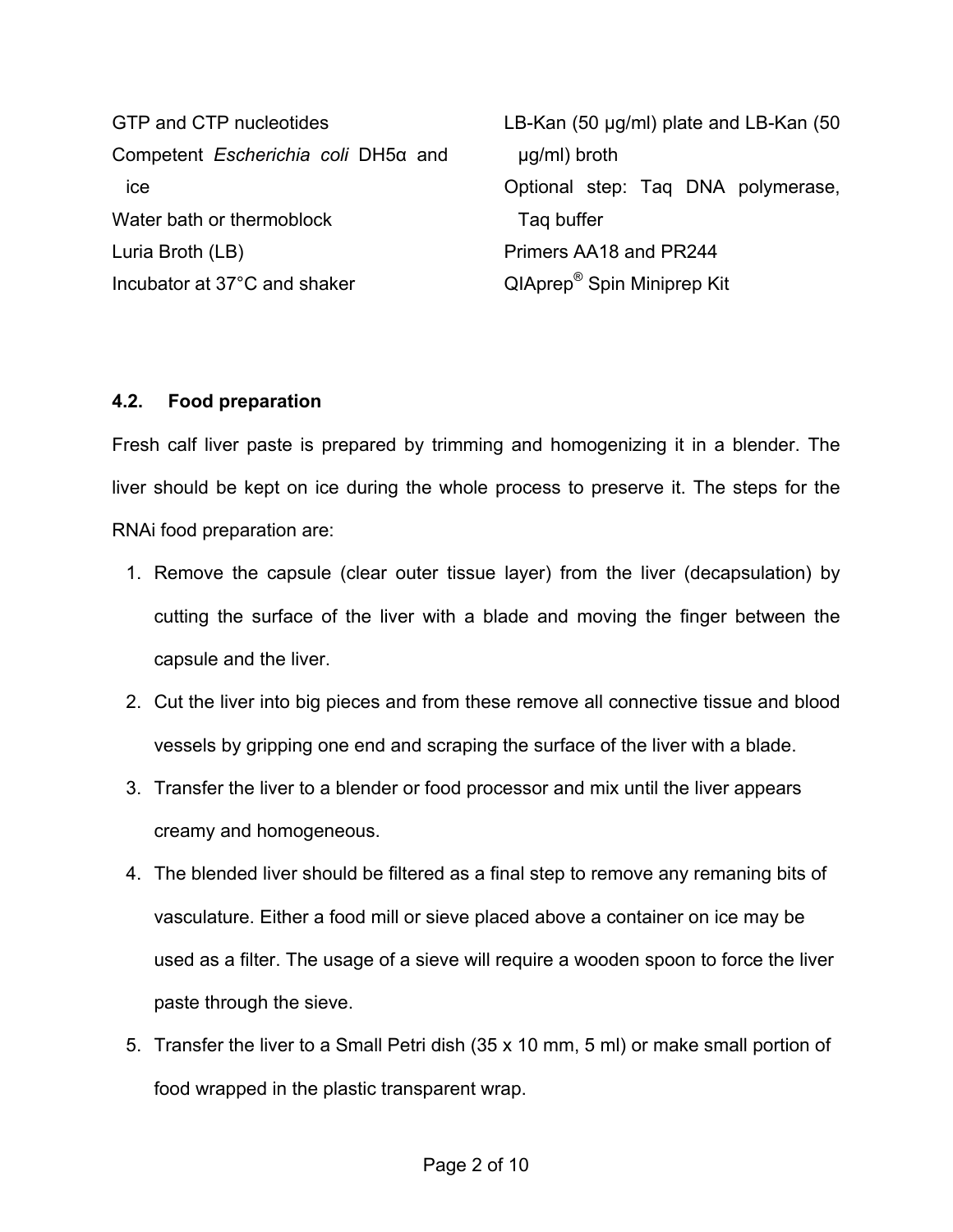GTP and CTP nucleotides

Competent *Escherichia coli* DH5α and ice

Water bath or thermoblock

Luria Broth (LB)

Incubator at 37°C and shaker

LB-Kan (50 μg/ml) plate and LB-Kan (50 μg/ml) broth

Optional step: Taq DNA polymerase, Taq buffer

Primers AA18 and PR244

QIAprep® Spin Miniprep Kit

### 4.2. Food preparation

Fresh calf liver paste is prepared by trimming and homogenizing it in a blender. The liver should be kept on ice during the whole process to preserve it. The steps for the RNAi food preparation are:

1. Remove the capsule (clear outer tissue layer) from the liver (decapsulation) by cutting the surface of the liver with a blade and moving the finger between the capsule and the liver.
2. Cut the liver into big pieces and from these remove all connective tissue and blood vessels by gripping one end and scraping the surface of the liver with a blade.
3. Transfer the liver to a blender or food processor and mix until the liver appears creamy and homogeneous.
4. The blended liver should be filtered as a final step to remove any remaning bits of vasculature. Either a food mill or sieve placed above a container on ice may be used as a filter. The usage of a sieve will require a wooden spoon to force the liver paste through the sieve.
5. Transfer the liver to a Small Petri dish (35 x 10 mm, 5 ml) or make small portion of food wrapped in the plastic transparent wrap.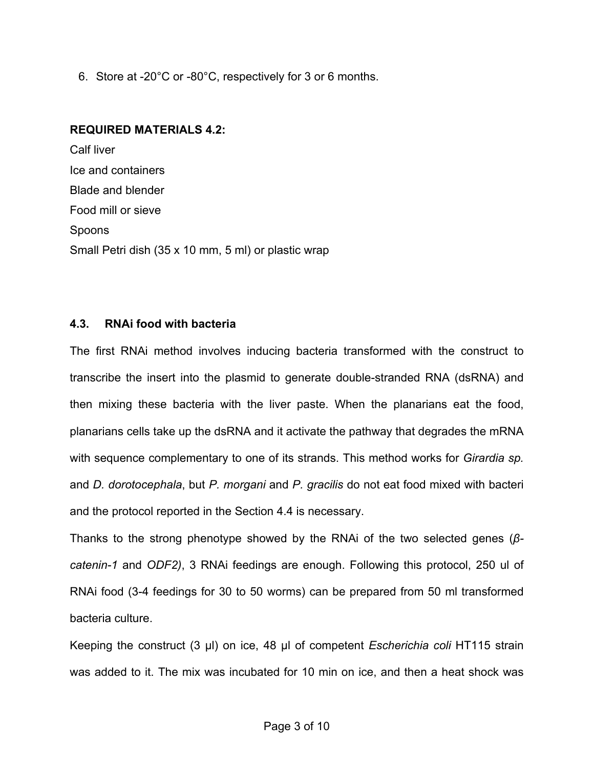6. Store at -20°C or -80°C, respectively for 3 or 6 months.

**REQUIRED MATERIALS 4.2:**

Calf liver
Ice and containers
Blade and blender
Food mill or sieve
Spoons
Small Petri dish (35 x 10 mm, 5 ml) or plastic wrap

### 4.3. RNAi food with bacteria

The first RNAi method involves inducing bacteria transformed with the construct to transcribe the insert into the plasmid to generate double-stranded RNA (dsRNA) and then mixing these bacteria with the liver paste. When the planarians eat the food, planarians cells take up the dsRNA and it activate the pathway that degrades the mRNA with sequence complementary to one of its strands. This method works for *Girardia sp.* and *D. dorotocephala*, but *P. morgani* and *P. gracilis* do not eat food mixed with bacteri and the protocol reported in the Section 4.4 is necessary.

Thanks to the strong phenotype showed by the RNAi of the two selected genes (*β-catenin-1* and *ODF2)*, 3 RNAi feedings are enough. Following this protocol, 250 ul of RNAi food (3-4 feedings for 30 to 50 worms) can be prepared from 50 ml transformed bacteria culture.

Keeping the construct (3 µl) on ice, 48 µl of competent *Escherichia coli* HT115 strain was added to it. The mix was incubated for 10 min on ice, and then a heat shock was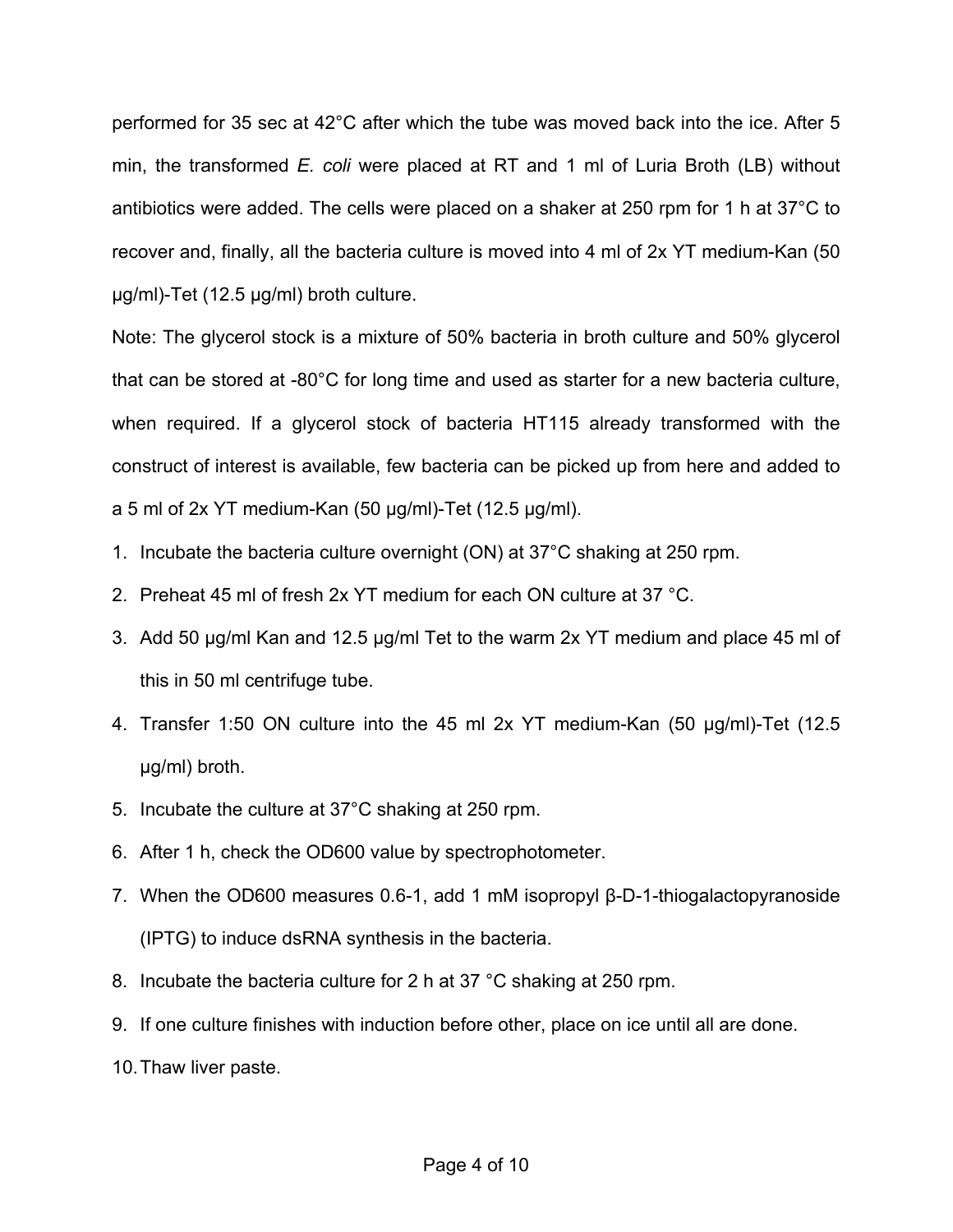performed for 35 sec at 42°C after which the tube was moved back into the ice. After 5 min, the transformed *E. coli* were placed at RT and 1 ml of Luria Broth (LB) without antibiotics were added. The cells were placed on a shaker at 250 rpm for 1 h at 37°C to recover and, finally, all the bacteria culture is moved into 4 ml of 2x YT medium-Kan (50 µg/ml)-Tet (12.5 µg/ml) broth culture.

Note: The glycerol stock is a mixture of 50% bacteria in broth culture and 50% glycerol that can be stored at -80°C for long time and used as starter for a new bacteria culture, when required. If a glycerol stock of bacteria HT115 already transformed with the construct of interest is available, few bacteria can be picked up from here and added to a 5 ml of 2x YT medium-Kan (50 µg/ml)-Tet (12.5 µg/ml).

1. Incubate the bacteria culture overnight (ON) at 37°C shaking at 250 rpm.
2. Preheat 45 ml of fresh 2x YT medium for each ON culture at 37 °C.
3. Add 50 µg/ml Kan and 12.5 µg/ml Tet to the warm 2x YT medium and place 45 ml of this in 50 ml centrifuge tube.
4. Transfer 1:50 ON culture into the 45 ml 2x YT medium-Kan (50 µg/ml)-Tet (12.5 µg/ml) broth.
5. Incubate the culture at 37°C shaking at 250 rpm.
6. After 1 h, check the OD600 value by spectrophotometer.
7. When the OD600 measures 0.6-1, add 1 mM isopropyl β-D-1-thiogalactopyranoside (IPTG) to induce dsRNA synthesis in the bacteria.
8. Incubate the bacteria culture for 2 h at 37 °C shaking at 250 rpm.
9. If one culture finishes with induction before other, place on ice until all are done.
10. Thaw liver paste.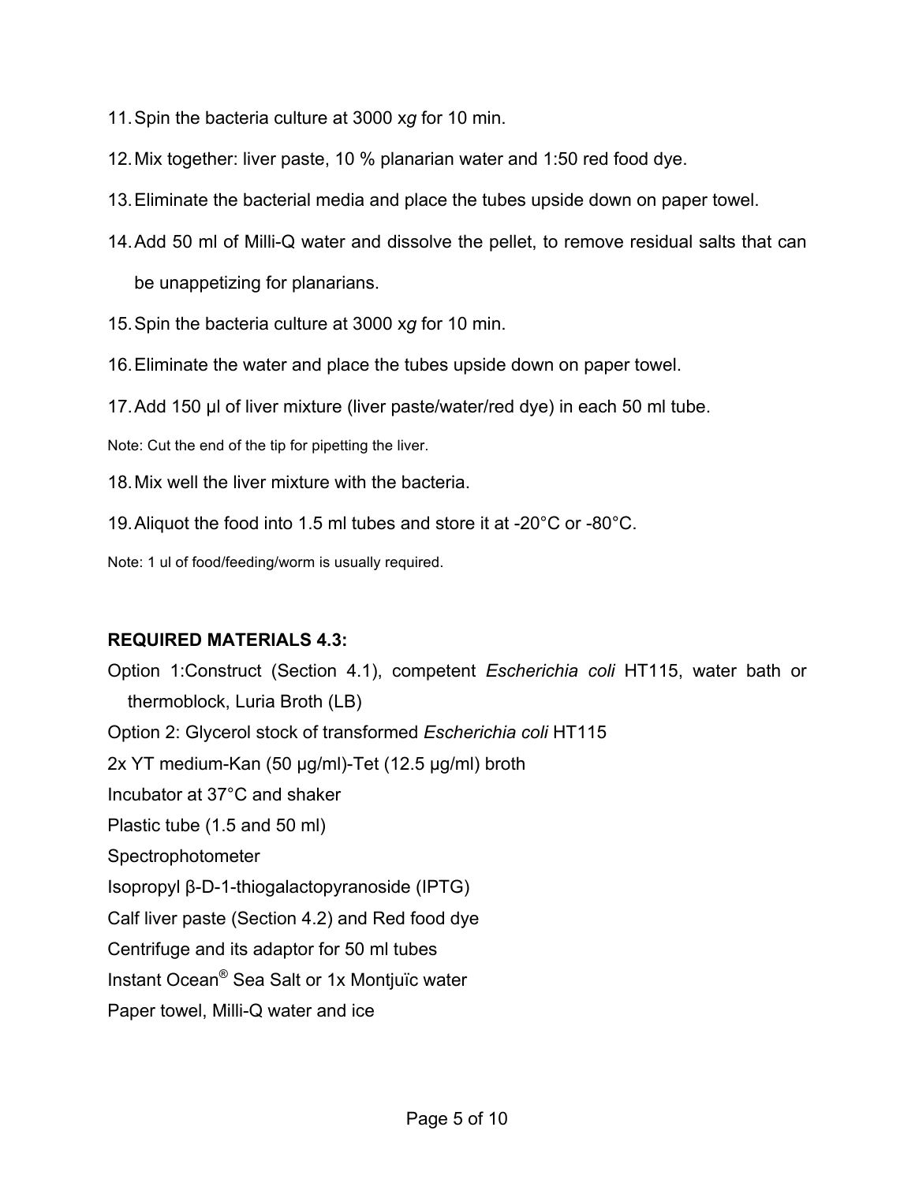11. Spin the bacteria culture at 3000 x*g* for 10 min.
12. Mix together: liver paste, 10 % planarian water and 1:50 red food dye.
13. Eliminate the bacterial media and place the tubes upside down on paper towel.
14. Add 50 ml of Milli-Q water and dissolve the pellet, to remove residual salts that can be unappetizing for planarians.
15. Spin the bacteria culture at 3000 x*g* for 10 min.
16. Eliminate the water and place the tubes upside down on paper towel.
17. Add 150 µl of liver mixture (liver paste/water/red dye) in each 50 ml tube.

Note: Cut the end of the tip for pipetting the liver.

18. Mix well the liver mixture with the bacteria.
19. Aliquot the food into 1.5 ml tubes and store it at -20°C or -80°C.

Note: 1 ul of food/feeding/worm is usually required.

**REQUIRED MATERIALS 4.3:**

Option 1:Construct (Section 4.1), competent *Escherichia coli* HT115, water bath or thermoblock, Luria Broth (LB)

Option 2: Glycerol stock of transformed *Escherichia coli* HT115

2x YT medium-Kan (50 µg/ml)-Tet (12.5 µg/ml) broth

Incubator at 37°C and shaker

Plastic tube (1.5 and 50 ml)

Spectrophotometer

Isopropyl β-D-1-thiogalactopyranoside (IPTG)

Calf liver paste (Section 4.2) and Red food dye

Centrifuge and its adaptor for 50 ml tubes

Instant Ocean® Sea Salt or 1x Montjuïc water

Paper towel, Milli-Q water and ice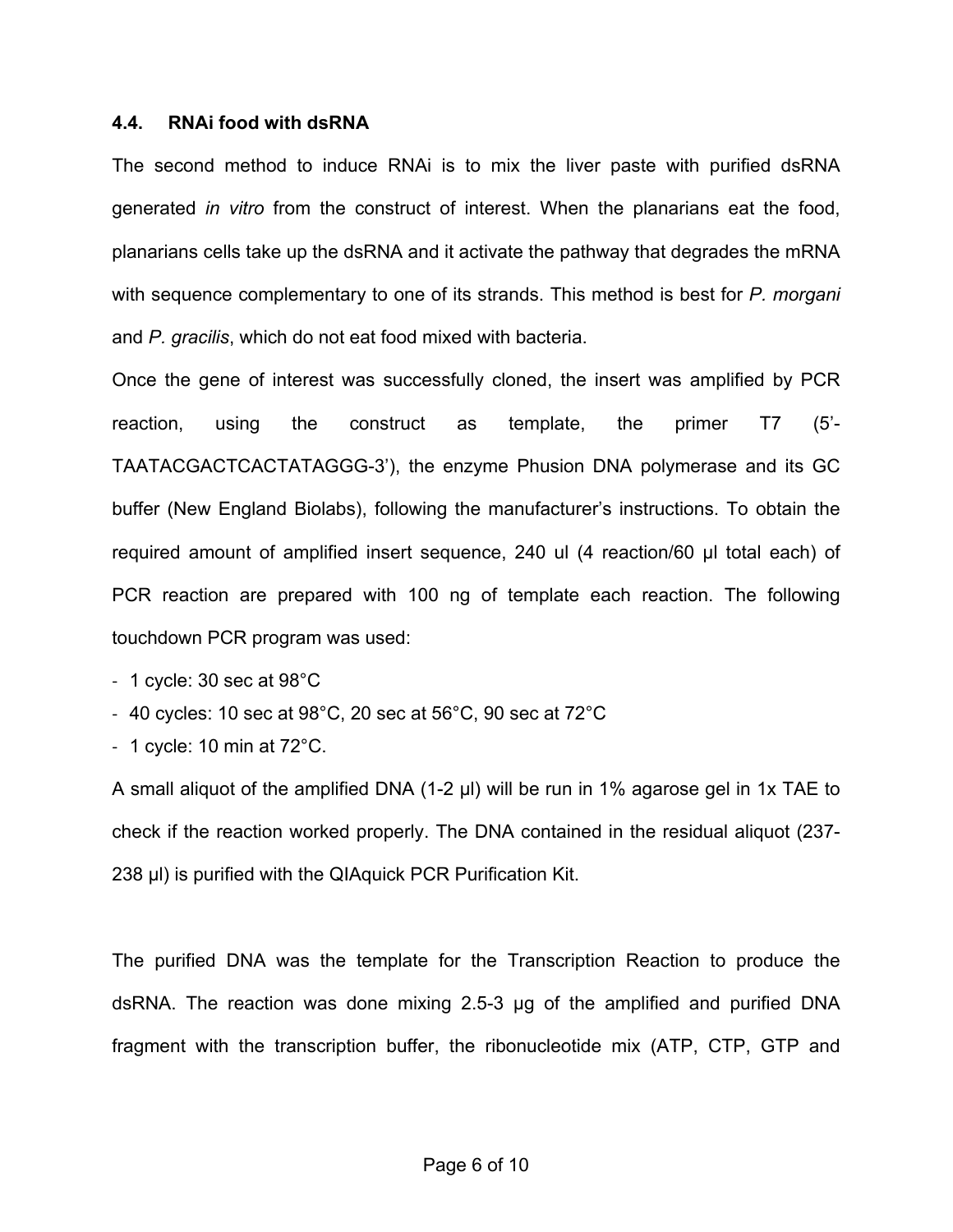### 4.4. RNAi food with dsRNA

The second method to induce RNAi is to mix the liver paste with purified dsRNA generated *in vitro* from the construct of interest. When the planarians eat the food, planarians cells take up the dsRNA and it activate the pathway that degrades the mRNA with sequence complementary to one of its strands. This method is best for *P. morgani* and *P. gracilis*, which do not eat food mixed with bacteria.

Once the gene of interest was successfully cloned, the insert was amplified by PCR reaction, using the construct as template, the primer T7 (5'-TAATACGACTCACTATAGGG-3'), the enzyme Phusion DNA polymerase and its GC buffer (New England Biolabs), following the manufacturer's instructions. To obtain the required amount of amplified insert sequence, 240 ul (4 reaction/60 µl total each) of PCR reaction are prepared with 100 ng of template each reaction. The following touchdown PCR program was used:

- 1 cycle: 30 sec at 98°C
- 40 cycles: 10 sec at 98°C, 20 sec at 56°C, 90 sec at 72°C
- 1 cycle: 10 min at 72°C.

A small aliquot of the amplified DNA (1-2 µl) will be run in 1% agarose gel in 1x TAE to check if the reaction worked properly. The DNA contained in the residual aliquot (237-238 µl) is purified with the QIAquick PCR Purification Kit.

The purified DNA was the template for the Transcription Reaction to produce the dsRNA. The reaction was done mixing 2.5-3 µg of the amplified and purified DNA fragment with the transcription buffer, the ribonucleotide mix (ATP, CTP, GTP and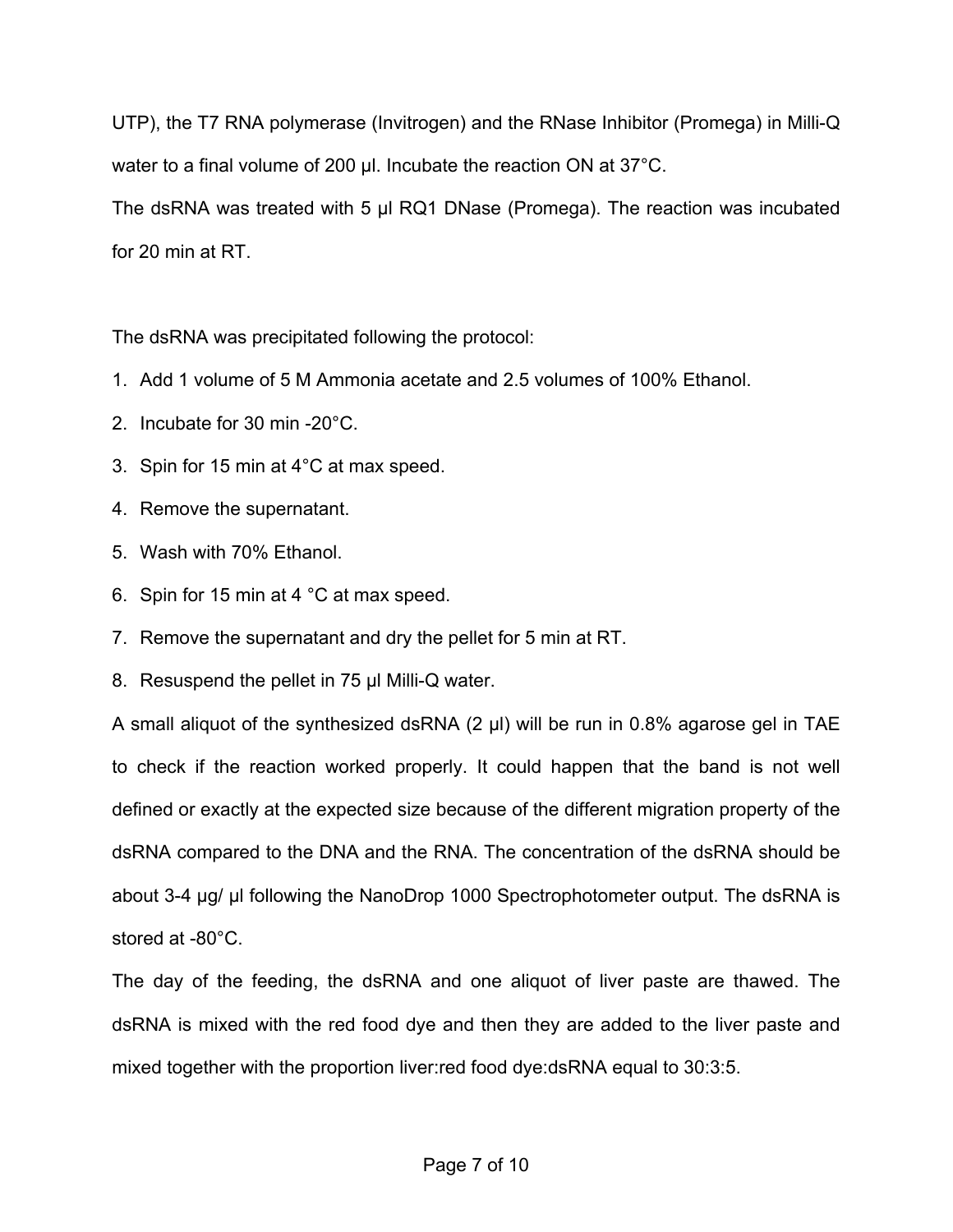UTP), the T7 RNA polymerase (Invitrogen) and the RNase Inhibitor (Promega) in Milli-Q water to a final volume of 200 µl. Incubate the reaction ON at 37°C.

The dsRNA was treated with 5 µl RQ1 DNase (Promega). The reaction was incubated for 20 min at RT.

The dsRNA was precipitated following the protocol:

1. Add 1 volume of 5 M Ammonia acetate and 2.5 volumes of 100% Ethanol.
2. Incubate for 30 min -20°C.
3. Spin for 15 min at 4°C at max speed.
4. Remove the supernatant.
5. Wash with 70% Ethanol.
6. Spin for 15 min at 4 °C at max speed.
7. Remove the supernatant and dry the pellet for 5 min at RT.
8. Resuspend the pellet in 75 µl Milli-Q water.

A small aliquot of the synthesized dsRNA (2 µl) will be run in 0.8% agarose gel in TAE to check if the reaction worked properly. It could happen that the band is not well defined or exactly at the expected size because of the different migration property of the dsRNA compared to the DNA and the RNA. The concentration of the dsRNA should be about 3-4 µg/ µl following the NanoDrop 1000 Spectrophotometer output. The dsRNA is stored at -80°C.

The day of the feeding, the dsRNA and one aliquot of liver paste are thawed. The dsRNA is mixed with the red food dye and then they are added to the liver paste and mixed together with the proportion liver:red food dye:dsRNA equal to 30:3:5.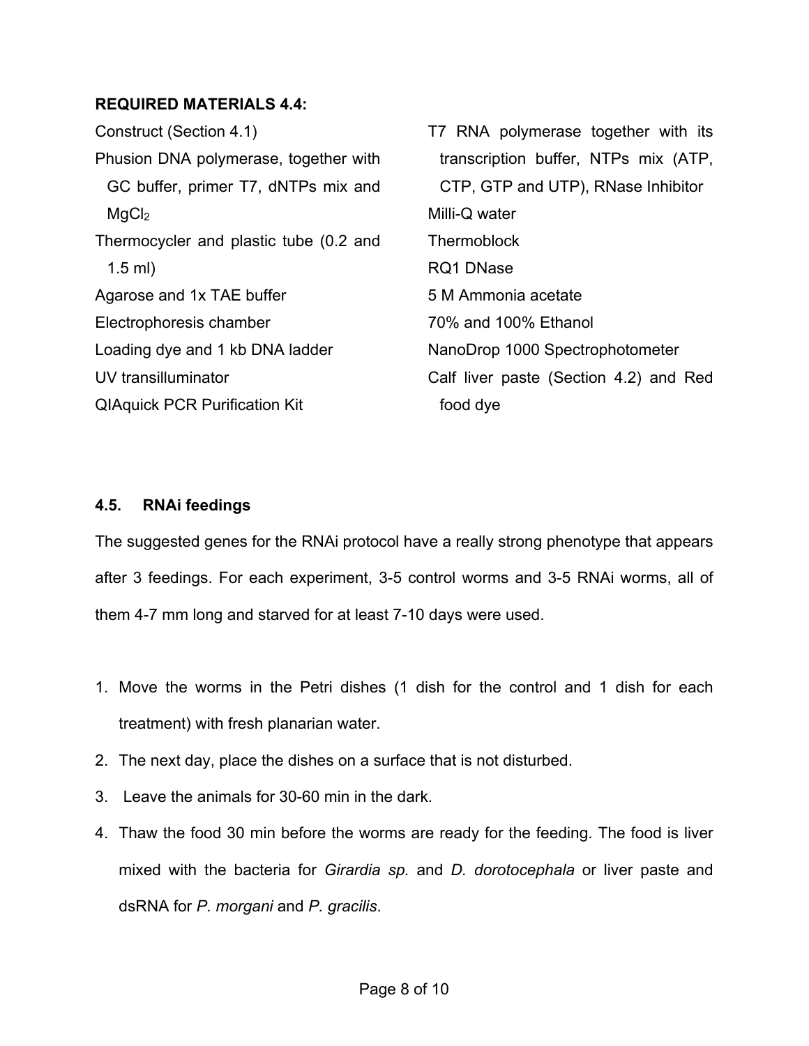**REQUIRED MATERIALS 4.4:**

Construct (Section 4.1)
Phusion DNA polymerase, together with GC buffer, primer T7, dNTPs mix and $MgCl_2$
Thermocycler and plastic tube (0.2 and 1.5 ml)
Agarose and 1x TAE buffer
Electrophoresis chamber
Loading dye and 1 kb DNA ladder
UV transilluminator
QIAquick PCR Purification Kit
T7 RNA polymerase together with its transcription buffer, NTPs mix (ATP, CTP, GTP and UTP), RNase Inhibitor
Milli-Q water
Thermoblock
RQ1 DNase
5 M Ammonia acetate
70% and 100% Ethanol
NanoDrop 1000 Spectrophotometer
Calf liver paste (Section 4.2) and Red food dye

## 4.5. RNAi feedings

The suggested genes for the RNAi protocol have a really strong phenotype that appears after 3 feedings. For each experiment, 3-5 control worms and 3-5 RNAi worms, all of them 4-7 mm long and starved for at least 7-10 days were used.

1. Move the worms in the Petri dishes (1 dish for the control and 1 dish for each treatment) with fresh planarian water.
2. The next day, place the dishes on a surface that is not disturbed.
3. Leave the animals for 30-60 min in the dark.
4. Thaw the food 30 min before the worms are ready for the feeding. The food is liver mixed with the bacteria for *Girardia sp.* and *D. dorotocephala* or liver paste and dsRNA for *P. morgani* and *P. gracilis*.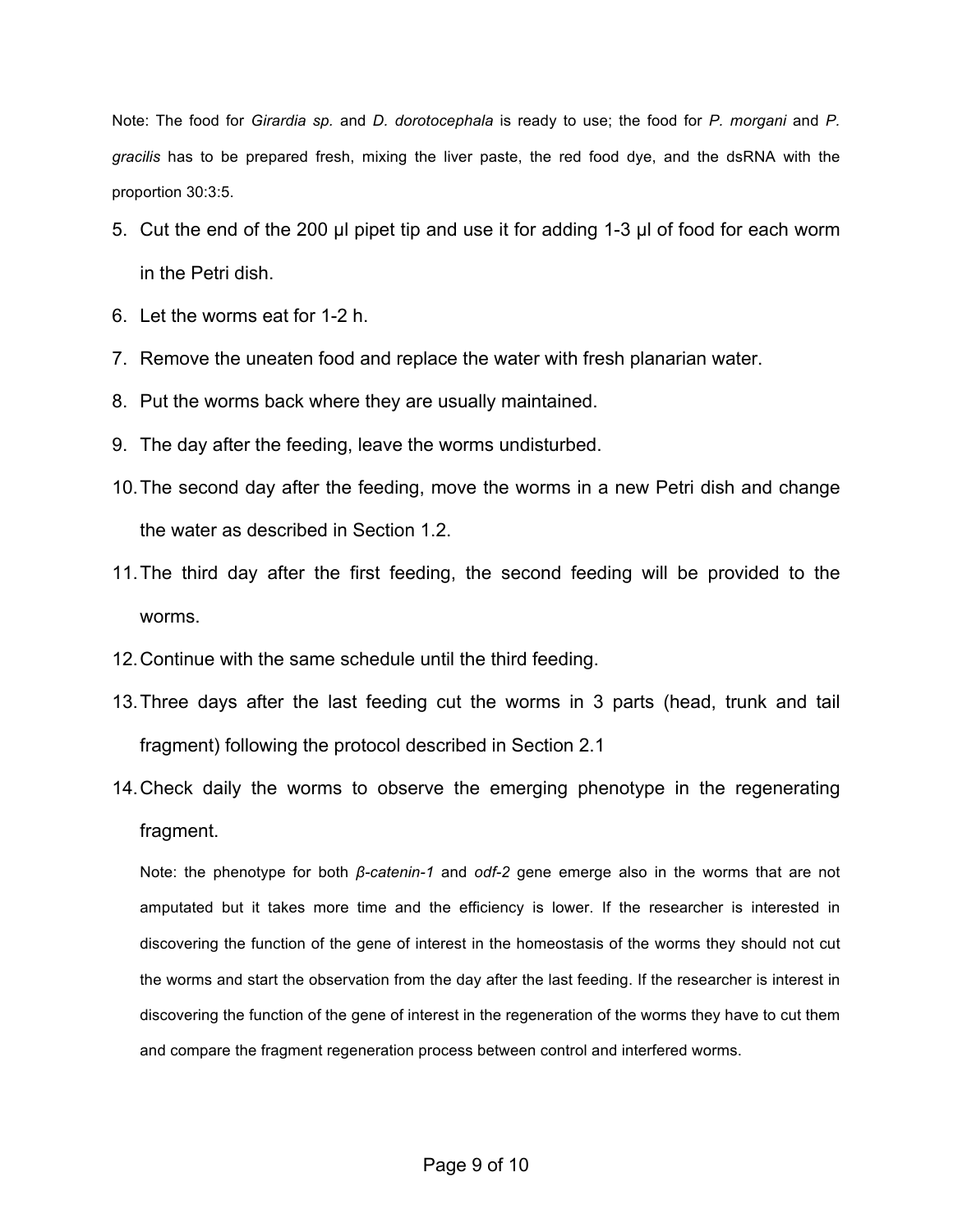Note: The food for *Girardia sp.* and *D. dorotocephala* is ready to use; the food for *P. morgani* and *P. gracilis* has to be prepared fresh, mixing the liver paste, the red food dye, and the dsRNA with the proportion 30:3:5.

5. Cut the end of the 200 µl pipet tip and use it for adding 1-3 µl of food for each worm in the Petri dish.
6. Let the worms eat for 1-2 h.
7. Remove the uneaten food and replace the water with fresh planarian water.
8. Put the worms back where they are usually maintained.
9. The day after the feeding, leave the worms undisturbed.
10. The second day after the feeding, move the worms in a new Petri dish and change the water as described in Section 1.2.
11. The third day after the first feeding, the second feeding will be provided to the worms.
12. Continue with the same schedule until the third feeding.
13. Three days after the last feeding cut the worms in 3 parts (head, trunk and tail fragment) following the protocol described in Section 2.1
14. Check daily the worms to observe the emerging phenotype in the regenerating fragment.

    Note: the phenotype for both *β-catenin-1* and *odf-2* gene emerge also in the worms that are not amputated but it takes more time and the efficiency is lower. If the researcher is interested in discovering the function of the gene of interest in the homeostasis of the worms they should not cut the worms and start the observation from the day after the last feeding. If the researcher is interest in discovering the function of the gene of interest in the regeneration of the worms they have to cut them and compare the fragment regeneration process between control and interfered worms.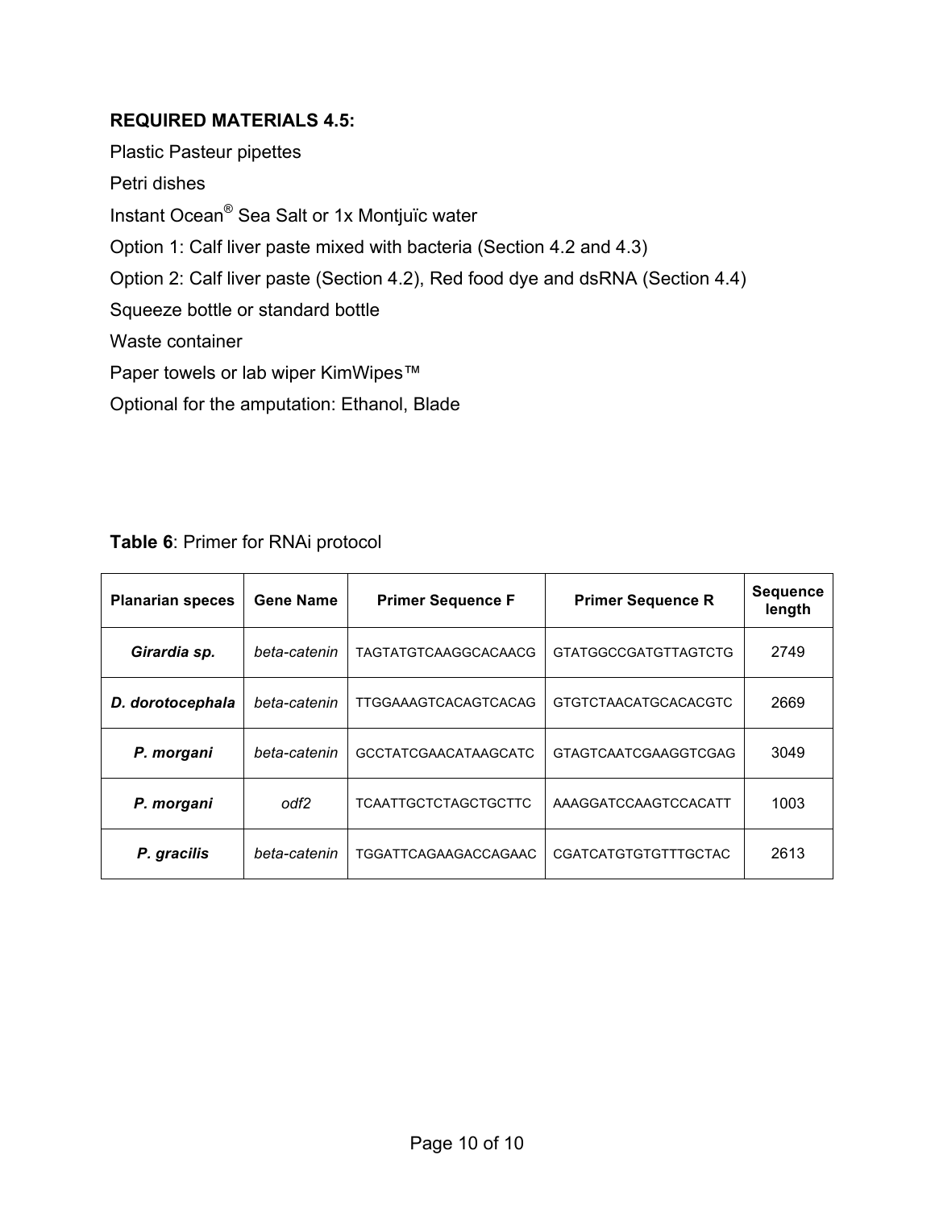**REQUIRED MATERIALS 4.5:**

Plastic Pasteur pipettes

Petri dishes

Instant Ocean® Sea Salt or 1x Montjuïc water

Option 1: Calf liver paste mixed with bacteria (Section 4.2 and 4.3)

Option 2: Calf liver paste (Section 4.2), Red food dye and dsRNA (Section 4.4)

Squeeze bottle or standard bottle

Waste container

Paper towels or lab wiper KimWipes™

Optional for the amputation: Ethanol, Blade

**Table 6**: Primer for RNAi protocol

| Planarian speces | Gene Name | Primer Sequence F | Primer Sequence R | Sequence length |
|---|---|---|---|---|
| ***Girardia sp.*** | *beta-catenin* | TAGTATGTCAAGGCACAACG | GTATGGCCGATGTTAGTCTG | 2749 |
| ***D. dorotocephala*** | *beta-catenin* | TTGGAAAGTCACAGTCACAG | GTGTCTAACATGCACACGTC | 2669 |
| ***P. morgani*** | *beta-catenin* | GCCTATCGAACATAAGCATC | GTAGTCAATCGAAGGTCGAG | 3049 |
| ***P. morgani*** | *odf2* | TCAATTGCTCTAGCTGCTTC | AAAGGATCCAAGTCCACATT | 1003 |
| ***P. gracilis*** | *beta-catenin* | TGGATTCAGAAGACCAGAAC | CGATCATGTGTGTTTGCTAC | 2613 |